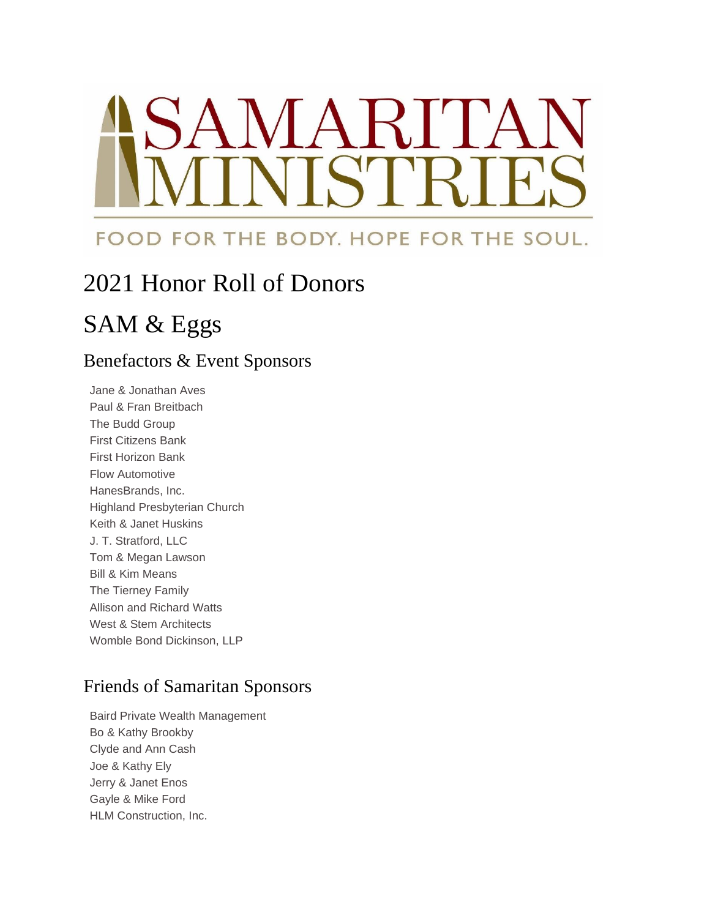SAMARITAN MINISTRIES

FOOD FOR THE BODY. HOPE FOR THE SOUL.

# 2021 Honor Roll of Donors

# SAM & Eggs

## Benefactors & Event Sponsors

Jane & Jonathan Aves
Paul & Fran Breitbach
The Budd Group
First Citizens Bank
First Horizon Bank
Flow Automotive
HanesBrands, Inc.
Highland Presbyterian Church
Keith & Janet Huskins
J. T. Stratford, LLC
Tom & Megan Lawson
Bill & Kim Means
The Tierney Family
Allison and Richard Watts
West & Stem Architects
Womble Bond Dickinson, LLP

## Friends of Samaritan Sponsors

Baird Private Wealth Management
Bo & Kathy Brookby
Clyde and Ann Cash
Joe & Kathy Ely
Jerry & Janet Enos
Gayle & Mike Ford
HLM Construction, Inc.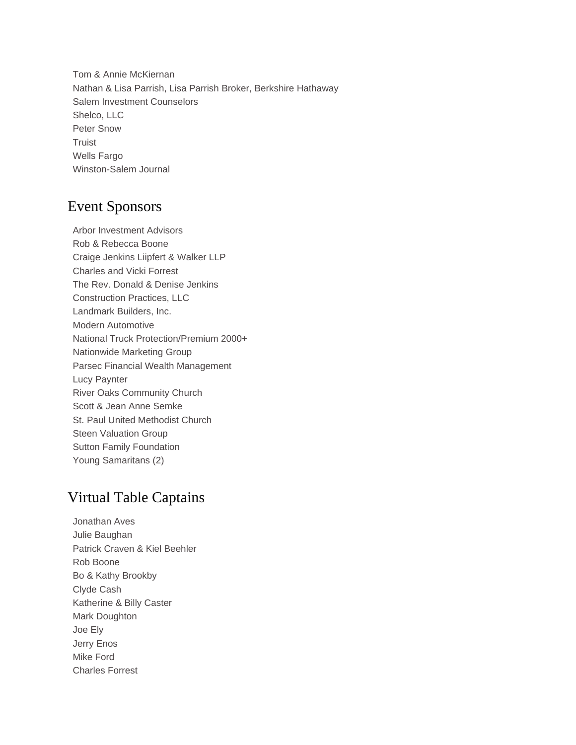Tom & Annie McKiernan
Nathan & Lisa Parrish, Lisa Parrish Broker, Berkshire Hathaway
Salem Investment Counselors
Shelco, LLC
Peter Snow
Truist
Wells Fargo
Winston-Salem Journal

## Event Sponsors

Arbor Investment Advisors
Rob & Rebecca Boone
Craige Jenkins Liipfert & Walker LLP
Charles and Vicki Forrest
The Rev. Donald & Denise Jenkins
Construction Practices, LLC
Landmark Builders, Inc.
Modern Automotive
National Truck Protection/Premium 2000+
Nationwide Marketing Group
Parsec Financial Wealth Management
Lucy Paynter
River Oaks Community Church
Scott & Jean Anne Semke
St. Paul United Methodist Church
Steen Valuation Group
Sutton Family Foundation
Young Samaritans (2)

## Virtual Table Captains

Jonathan Aves
Julie Baughan
Patrick Craven & Kiel Beehler
Rob Boone
Bo & Kathy Brookby
Clyde Cash
Katherine & Billy Caster
Mark Doughton
Joe Ely
Jerry Enos
Mike Ford
Charles Forrest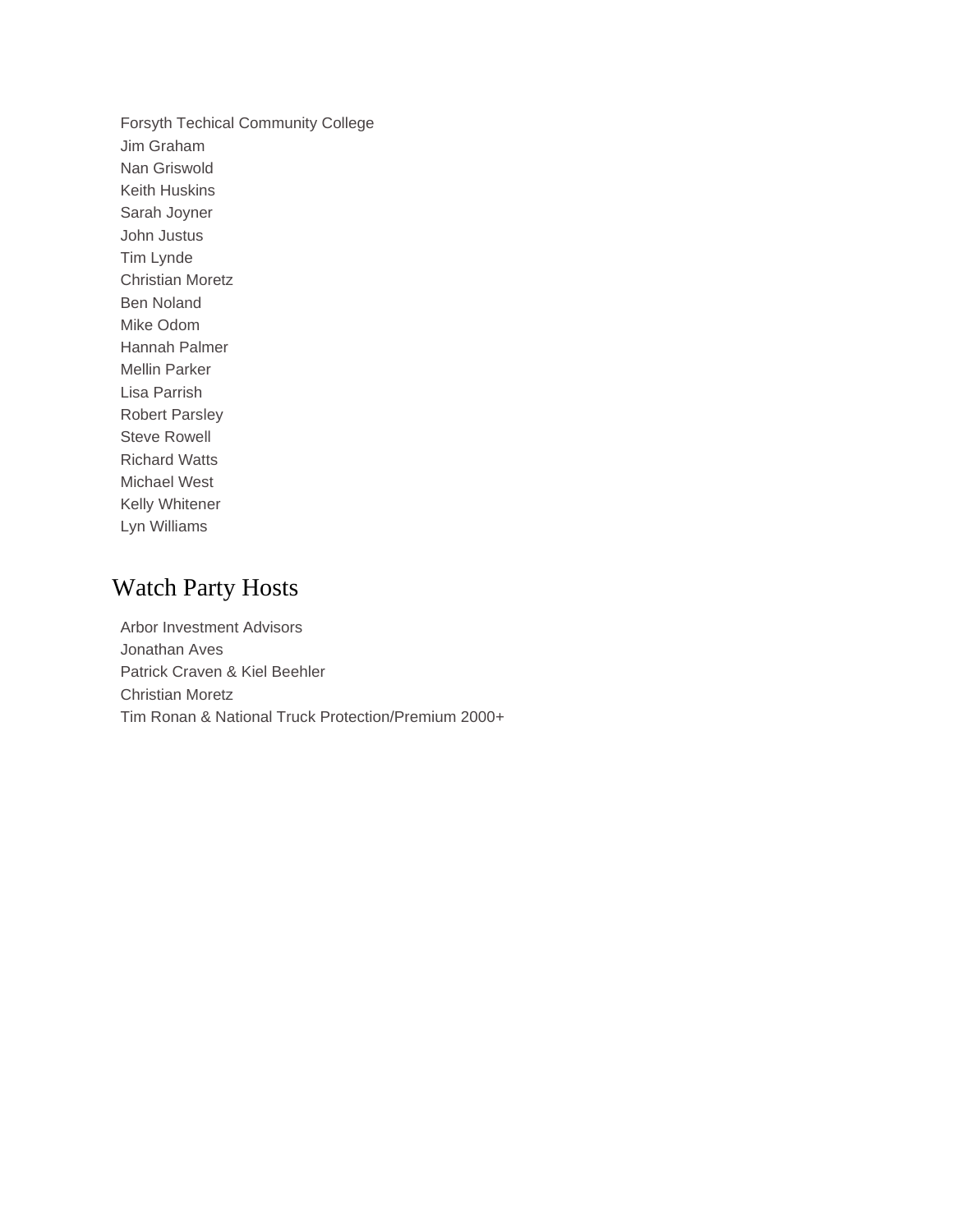Forsyth Techical Community College
Jim Graham
Nan Griswold
Keith Huskins
Sarah Joyner
John Justus
Tim Lynde
Christian Moretz
Ben Noland
Mike Odom
Hannah Palmer
Mellin Parker
Lisa Parrish
Robert Parsley
Steve Rowell
Richard Watts
Michael West
Kelly Whitener
Lyn Williams

## Watch Party Hosts

Arbor Investment Advisors
Jonathan Aves
Patrick Craven & Kiel Beehler
Christian Moretz
Tim Ronan & National Truck Protection/Premium 2000+